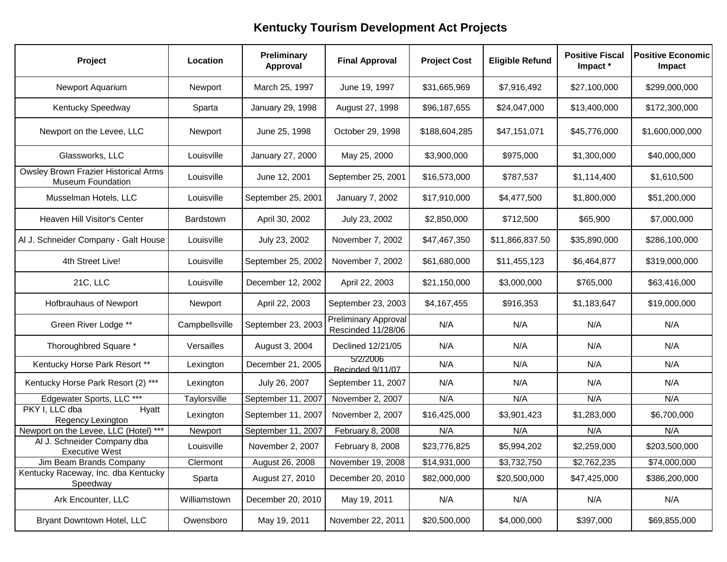# Kentucky Tourism Development Act Projects

| Project | Location | Preliminary Approval | Final Approval | Project Cost | Eligible Refund | Positive Fiscal Impact * | Positive Economic Impact |
|---|---|---|---|---|---|---|---|
| Newport Aquarium | Newport | March 25, 1997 | June 19, 1997 | $31,665,969 | $7,916,492 | $27,100,000 | $299,000,000 |
| Kentucky Speedway | Sparta | January 29, 1998 | August 27, 1998 | $96,187,655 | $24,047,000 | $13,400,000 | $172,300,000 |
| Newport on the Levee, LLC | Newport | June 25, 1998 | October 29, 1998 | $188,604,285 | $47,151,071 | $45,776,000 | $1,600,000,000 |
| Glassworks, LLC | Louisville | January 27, 2000 | May 25, 2000 | $3,900,000 | $975,000 | $1,300,000 | $40,000,000 |
| Owsley Brown Frazier Historical Arms Museum Foundation | Louisville | June 12, 2001 | September 25, 2001 | $16,573,000 | $787,537 | $1,114,400 | $1,610,500 |
| Musselman Hotels, LLC | Louisville | September 25, 2001 | January 7, 2002 | $17,910,000 | $4,477,500 | $1,800,000 | $51,200,000 |
| Heaven Hill Visitor's Center | Bardstown | April 30, 2002 | July 23, 2002 | $2,850,000 | $712,500 | $65,900 | $7,000,000 |
| Al J. Schneider Company - Galt House | Louisville | July 23, 2002 | November 7, 2002 | $47,467,350 | $11,866,837.50 | $35,890,000 | $286,100,000 |
| 4th Street Live! | Louisville | September 25, 2002 | November 7, 2002 | $61,680,000 | $11,455,123 | $6,464,877 | $319,000,000 |
| 21C, LLC | Louisville | December 12, 2002 | April 22, 2003 | $21,150,000 | $3,000,000 | $765,000 | $63,416,000 |
| Hofbrauhaus of Newport | Newport | April 22, 2003 | September 23, 2003 | $4,167,455 | $916,353 | $1,183,647 | $19,000,000 |
| Green River Lodge ** | Campbellsville | September 23, 2003 | Preliminary Approval Rescinded 11/28/06 | N/A | N/A | N/A | N/A |
| Thoroughbred Square * | Versailles | August 3, 2004 | Declined 12/21/05 | N/A | N/A | N/A | N/A |
| Kentucky Horse Park Resort ** | Lexington | December 21, 2005 | 5/2/2006 Recinded 9/11/07 | N/A | N/A | N/A | N/A |
| Kentucky Horse Park Resort (2) *** | Lexington | July 26, 2007 | September 11, 2007 | N/A | N/A | N/A | N/A |
| Edgewater Sports, LLC *** | Taylorsville | September 11, 2007 | November 2, 2007 | N/A | N/A | N/A | N/A |
| PKY I, LLC dba Hyatt Regency Lexington | Lexington | September 11, 2007 | November 2, 2007 | $16,425,000 | $3,901,423 | $1,283,000 | $6,700,000 |
| Newport on the Levee, LLC (Hotel) *** | Newport | September 11, 2007 | February 8, 2008 | N/A | N/A | N/A | N/A |
| Al J. Schneider Company dba Executive West | Louisville | November 2, 2007 | February 8, 2008 | $23,776,825 | $5,994,202 | $2,259,000 | $203,500,000 |
| Jim Beam Brands Company | Clermont | August 26, 2008 | November 19, 2008 | $14,931,000 | $3,732,750 | $2,762,235 | $74,000,000 |
| Kentucky Raceway, Inc. dba Kentucky Speedway | Sparta | August 27, 2010 | December 20, 2010 | $82,000,000 | $20,500,000 | $47,425,000 | $386,200,000 |
| Ark Encounter, LLC | Williamstown | December 20, 2010 | May 19, 2011 | N/A | N/A | N/A | N/A |
| Bryant Downtown Hotel, LLC | Owensboro | May 19, 2011 | November 22, 2011 | $20,500,000 | $4,000,000 | $397,000 | $69,855,000 |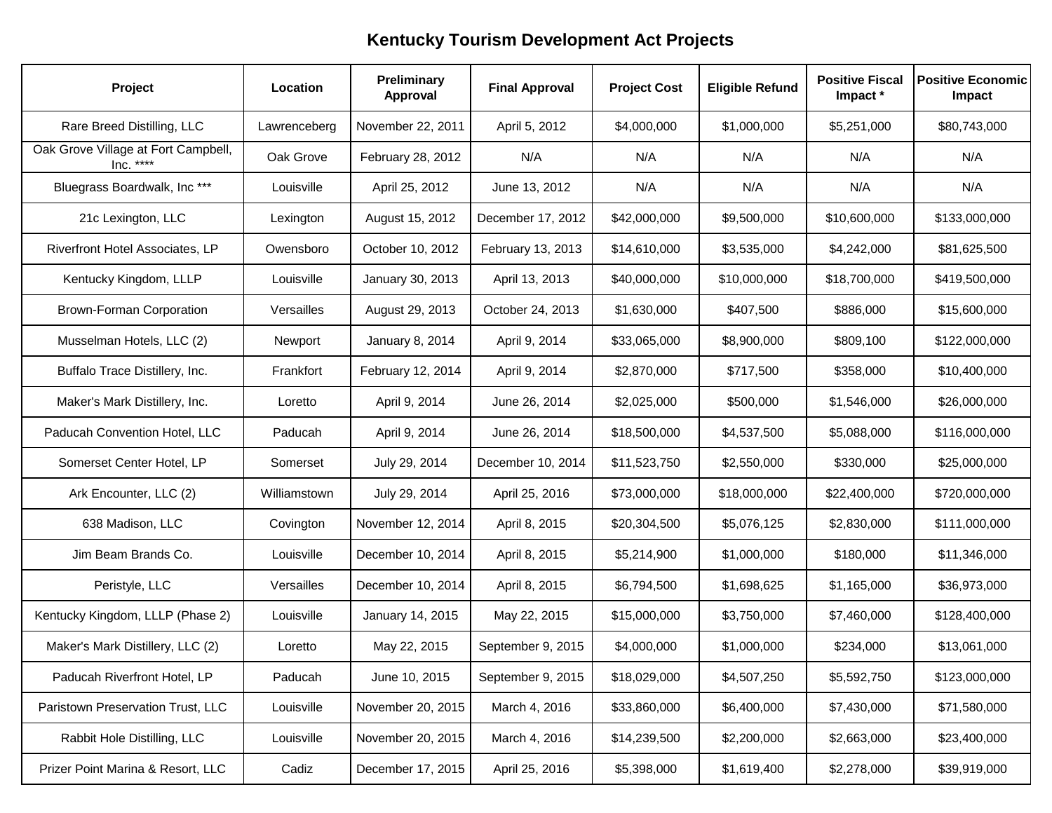# Kentucky Tourism Development Act Projects

| Project | Location | Preliminary Approval | Final Approval | Project Cost | Eligible Refund | Positive Fiscal Impact * | Positive Economic Impact |
|---|---|---|---|---|---|---|---|
| Rare Breed Distilling, LLC | Lawrenceberg | November 22, 2011 | April 5, 2012 | $4,000,000 | $1,000,000 | $5,251,000 | $80,743,000 |
| Oak Grove Village at Fort Campbell, Inc. **** | Oak Grove | February 28, 2012 | N/A | N/A | N/A | N/A | N/A |
| Bluegrass Boardwalk, Inc *** | Louisville | April 25, 2012 | June 13, 2012 | N/A | N/A | N/A | N/A |
| 21c Lexington, LLC | Lexington | August 15, 2012 | December 17, 2012 | $42,000,000 | $9,500,000 | $10,600,000 | $133,000,000 |
| Riverfront Hotel Associates, LP | Owensboro | October 10, 2012 | February 13, 2013 | $14,610,000 | $3,535,000 | $4,242,000 | $81,625,500 |
| Kentucky Kingdom, LLLP | Louisville | January 30, 2013 | April 13, 2013 | $40,000,000 | $10,000,000 | $18,700,000 | $419,500,000 |
| Brown-Forman Corporation | Versailles | August 29, 2013 | October 24, 2013 | $1,630,000 | $407,500 | $886,000 | $15,600,000 |
| Musselman Hotels, LLC (2) | Newport | January 8, 2014 | April 9, 2014 | $33,065,000 | $8,900,000 | $809,100 | $122,000,000 |
| Buffalo Trace Distillery, Inc. | Frankfort | February 12, 2014 | April 9, 2014 | $2,870,000 | $717,500 | $358,000 | $10,400,000 |
| Maker's Mark Distillery, Inc. | Loretto | April 9, 2014 | June 26, 2014 | $2,025,000 | $500,000 | $1,546,000 | $26,000,000 |
| Paducah Convention Hotel, LLC | Paducah | April 9, 2014 | June 26, 2014 | $18,500,000 | $4,537,500 | $5,088,000 | $116,000,000 |
| Somerset Center Hotel, LP | Somerset | July 29, 2014 | December 10, 2014 | $11,523,750 | $2,550,000 | $330,000 | $25,000,000 |
| Ark Encounter, LLC (2) | Williamstown | July 29, 2014 | April 25, 2016 | $73,000,000 | $18,000,000 | $22,400,000 | $720,000,000 |
| 638 Madison, LLC | Covington | November 12, 2014 | April 8, 2015 | $20,304,500 | $5,076,125 | $2,830,000 | $111,000,000 |
| Jim Beam Brands Co. | Louisville | December 10, 2014 | April 8, 2015 | $5,214,900 | $1,000,000 | $180,000 | $11,346,000 |
| Peristyle, LLC | Versailles | December 10, 2014 | April 8, 2015 | $6,794,500 | $1,698,625 | $1,165,000 | $36,973,000 |
| Kentucky Kingdom, LLLP (Phase 2) | Louisville | January 14, 2015 | May 22, 2015 | $15,000,000 | $3,750,000 | $7,460,000 | $128,400,000 |
| Maker's Mark Distillery, LLC (2) | Loretto | May 22, 2015 | September 9, 2015 | $4,000,000 | $1,000,000 | $234,000 | $13,061,000 |
| Paducah Riverfront Hotel, LP | Paducah | June 10, 2015 | September 9, 2015 | $18,029,000 | $4,507,250 | $5,592,750 | $123,000,000 |
| Paristown Preservation Trust, LLC | Louisville | November 20, 2015 | March 4, 2016 | $33,860,000 | $6,400,000 | $7,430,000 | $71,580,000 |
| Rabbit Hole Distilling, LLC | Louisville | November 20, 2015 | March 4, 2016 | $14,239,500 | $2,200,000 | $2,663,000 | $23,400,000 |
| Prizer Point Marina & Resort, LLC | Cadiz | December 17, 2015 | April 25, 2016 | $5,398,000 | $1,619,400 | $2,278,000 | $39,919,000 |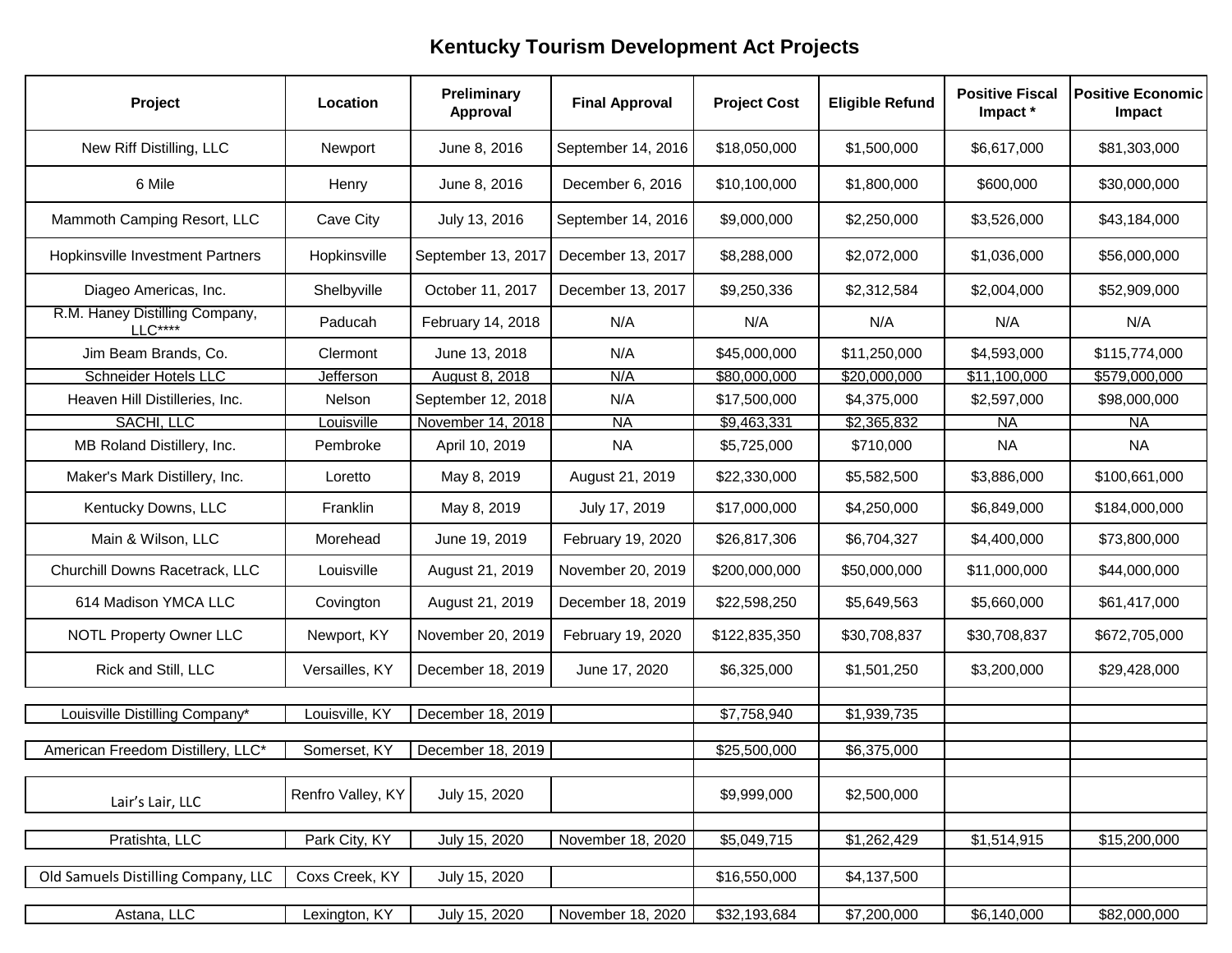# Kentucky Tourism Development Act Projects

| Project | Location | Preliminary Approval | Final Approval | Project Cost | Eligible Refund | Positive Fiscal Impact * | Positive Economic Impact |
|---|---|---|---|---|---|---|---|
| New Riff Distilling, LLC | Newport | June 8, 2016 | September 14, 2016 | $18,050,000 | $1,500,000 | $6,617,000 | $81,303,000 |
| 6 Mile | Henry | June 8, 2016 | December 6, 2016 | $10,100,000 | $1,800,000 | $600,000 | $30,000,000 |
| Mammoth Camping Resort, LLC | Cave City | July 13, 2016 | September 14, 2016 | $9,000,000 | $2,250,000 | $3,526,000 | $43,184,000 |
| Hopkinsville Investment Partners | Hopkinsville | September 13, 2017 | December 13, 2017 | $8,288,000 | $2,072,000 | $1,036,000 | $56,000,000 |
| Diageo Americas, Inc. | Shelbyville | October 11, 2017 | December 13, 2017 | $9,250,336 | $2,312,584 | $2,004,000 | $52,909,000 |
| R.M. Haney Distilling Company, LLC**** | Paducah | February 14, 2018 | N/A | N/A | N/A | N/A | N/A |
| Jim Beam Brands, Co. | Clermont | June 13, 2018 | N/A | $45,000,000 | $11,250,000 | $4,593,000 | $115,774,000 |
| Schneider Hotels LLC | Jefferson | August 8, 2018 | N/A | $80,000,000 | $20,000,000 | $11,100,000 | $579,000,000 |
| Heaven Hill Distilleries, Inc. | Nelson | September 12, 2018 | N/A | $17,500,000 | $4,375,000 | $2,597,000 | $98,000,000 |
| SACHI, LLC | Louisville | November 14, 2018 | NA | $9,463,331 | $2,365,832 | NA | NA |
| MB Roland Distillery, Inc. | Pembroke | April 10, 2019 | NA | $5,725,000 | $710,000 | NA | NA |
| Maker's Mark Distillery, Inc. | Loretto | May 8, 2019 | August 21, 2019 | $22,330,000 | $5,582,500 | $3,886,000 | $100,661,000 |
| Kentucky Downs, LLC | Franklin | May 8, 2019 | July 17, 2019 | $17,000,000 | $4,250,000 | $6,849,000 | $184,000,000 |
| Main & Wilson, LLC | Morehead | June 19, 2019 | February 19, 2020 | $26,817,306 | $6,704,327 | $4,400,000 | $73,800,000 |
| Churchill Downs Racetrack, LLC | Louisville | August 21, 2019 | November 20, 2019 | $200,000,000 | $50,000,000 | $11,000,000 | $44,000,000 |
| 614 Madison YMCA LLC | Covington | August 21, 2019 | December 18, 2019 | $22,598,250 | $5,649,563 | $5,660,000 | $61,417,000 |
| NOTL Property Owner LLC | Newport, KY | November 20, 2019 | February 19, 2020 | $122,835,350 | $30,708,837 | $30,708,837 | $672,705,000 |
| Rick and Still, LLC | Versailles, KY | December 18, 2019 | June 17, 2020 | $6,325,000 | $1,501,250 | $3,200,000 | $29,428,000 |
| Louisville Distilling Company* | Louisville, KY | December 18, 2019 | | $7,758,940 | $1,939,735 | | |
| American Freedom Distillery, LLC* | Somerset, KY | December 18, 2019 | | $25,500,000 | $6,375,000 | | |
| Lair's Lair, LLC | Renfro Valley, KY | July 15, 2020 | | $9,999,000 | $2,500,000 | | |
| Pratishta, LLC | Park City, KY | July 15, 2020 | November 18, 2020 | $5,049,715 | $1,262,429 | $1,514,915 | $15,200,000 |
| Old Samuels Distilling Company, LLC | Coxs Creek, KY | July 15, 2020 | | $16,550,000 | $4,137,500 | | |
| Astana, LLC | Lexington, KY | July 15, 2020 | November 18, 2020 | $32,193,684 | $7,200,000 | $6,140,000 | $82,000,000 |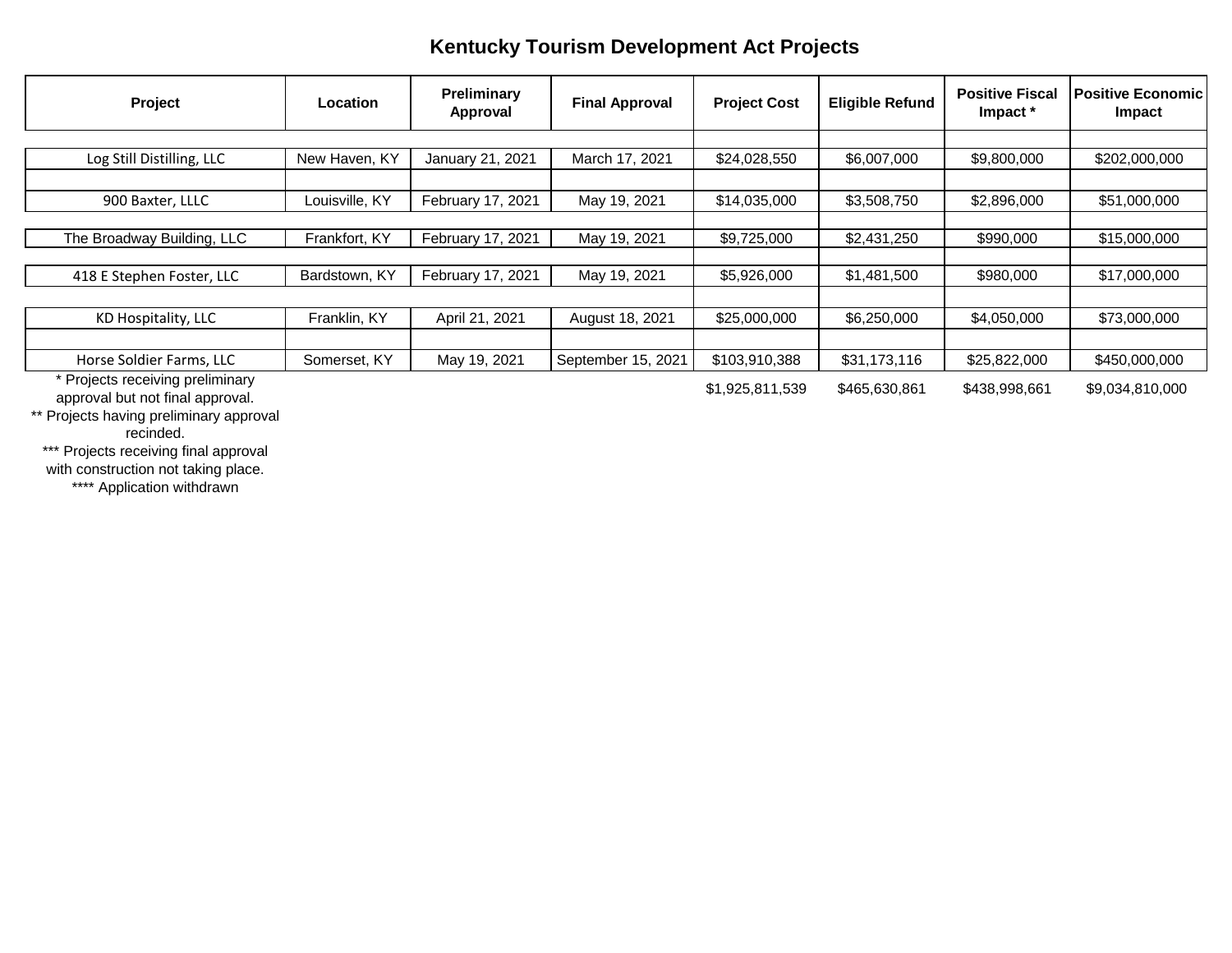## Kentucky Tourism Development Act Projects

| Project | Location | Preliminary Approval | Final Approval | Project Cost | Eligible Refund | Positive Fiscal Impact * | Positive Economic Impact |
|---|---|---|---|---|---|---|---|
| Log Still Distilling, LLC | New Haven, KY | January 21, 2021 | March 17, 2021 | $24,028,550 | $6,007,000 | $9,800,000 | $202,000,000 |
| 900 Baxter, LLLC | Louisville, KY | February 17, 2021 | May 19, 2021 | $14,035,000 | $3,508,750 | $2,896,000 | $51,000,000 |
| The Broadway Building, LLC | Frankfort, KY | February 17, 2021 | May 19, 2021 | $9,725,000 | $2,431,250 | $990,000 | $15,000,000 |
| 418 E Stephen Foster, LLC | Bardstown, KY | February 17, 2021 | May 19, 2021 | $5,926,000 | $1,481,500 | $980,000 | $17,000,000 |
| KD Hospitality, LLC | Franklin, KY | April 21, 2021 | August 18, 2021 | $25,000,000 | $6,250,000 | $4,050,000 | $73,000,000 |
| Horse Soldier Farms, LLC | Somerset, KY | May 19, 2021 | September 15, 2021 | $103,910,388 | $31,173,116 | $25,822,000 | $450,000,000 |
| | | | | $1,925,811,539 | $465,630,861 | $438,998,661 | $9,034,810,000 |

\* Projects receiving preliminary approval but not final approval.

\*\* Projects having preliminary approval recinded.

\*\*\* Projects receiving final approval with construction not taking place.

\*\*\*\* Application withdrawn